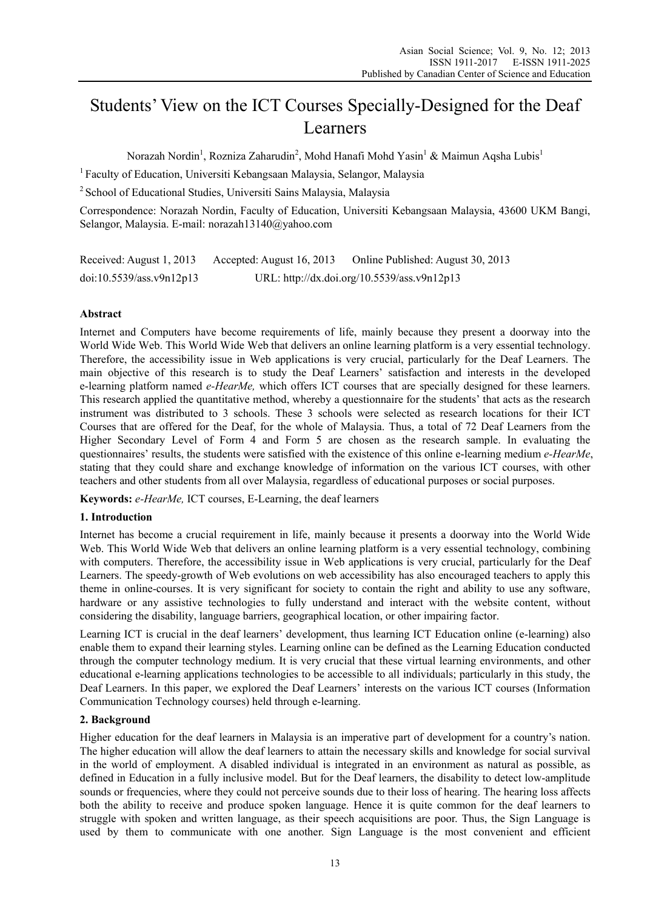# Students' View on the ICT Courses Specially-Designed for the Deaf Learners

Norazah Nordin[1], Rozniza Zaharudin[2], Mohd Hanafi Mohd Yasin[1] & Maimun Aqsha Lubis[1]

[1] Faculty of Education, Universiti Kebangsaan Malaysia, Selangor, Malaysia

[2] School of Educational Studies, Universiti Sains Malaysia, Malaysia

Correspondence: Norazah Nordin, Faculty of Education, Universiti Kebangsaan Malaysia, 43600 UKM Bangi, Selangor, Malaysia. E-mail: norazah13140@yahoo.com

Received: August 1, 2013 Accepted: August 16, 2013 Online Published: August 30, 2013

doi:10.5539/ass.v9n12p13 URL: http://dx.doi.org/10.5539/ass.v9n12p13

## Abstract

Internet and Computers have become requirements of life, mainly because they present a doorway into the World Wide Web. This World Wide Web that delivers an online learning platform is a very essential technology. Therefore, the accessibility issue in Web applications is very crucial, particularly for the Deaf Learners. The main objective of this research is to study the Deaf Learners' satisfaction and interests in the developed e-learning platform named *e-HearMe,* which offers ICT courses that are specially designed for these learners. This research applied the quantitative method, whereby a questionnaire for the students' that acts as the research instrument was distributed to 3 schools. These 3 schools were selected as research locations for their ICT Courses that are offered for the Deaf, for the whole of Malaysia. Thus, a total of 72 Deaf Learners from the Higher Secondary Level of Form 4 and Form 5 are chosen as the research sample. In evaluating the questionnaires' results, the students were satisfied with the existence of this online e-learning medium *e-HearMe*, stating that they could share and exchange knowledge of information on the various ICT courses, with other teachers and other students from all over Malaysia, regardless of educational purposes or social purposes.

**Keywords:** *e-HearMe,* ICT courses, E-Learning, the deaf learners

## 1. Introduction

Internet has become a crucial requirement in life, mainly because it presents a doorway into the World Wide Web. This World Wide Web that delivers an online learning platform is a very essential technology, combining with computers. Therefore, the accessibility issue in Web applications is very crucial, particularly for the Deaf Learners. The speedy-growth of Web evolutions on web accessibility has also encouraged teachers to apply this theme in online-courses. It is very significant for society to contain the right and ability to use any software, hardware or any assistive technologies to fully understand and interact with the website content, without considering the disability, language barriers, geographical location, or other impairing factor.

Learning ICT is crucial in the deaf learners' development, thus learning ICT Education online (e-learning) also enable them to expand their learning styles. Learning online can be defined as the Learning Education conducted through the computer technology medium. It is very crucial that these virtual learning environments, and other educational e-learning applications technologies to be accessible to all individuals; particularly in this study, the Deaf Learners. In this paper, we explored the Deaf Learners' interests on the various ICT courses (Information Communication Technology courses) held through e-learning.

## 2. Background

Higher education for the deaf learners in Malaysia is an imperative part of development for a country's nation. The higher education will allow the deaf learners to attain the necessary skills and knowledge for social survival in the world of employment. A disabled individual is integrated in an environment as natural as possible, as defined in Education in a fully inclusive model. But for the Deaf learners, the disability to detect low-amplitude sounds or frequencies, where they could not perceive sounds due to their loss of hearing. The hearing loss affects both the ability to receive and produce spoken language. Hence it is quite common for the deaf learners to struggle with spoken and written language, as their speech acquisitions are poor. Thus, the Sign Language is used by them to communicate with one another. Sign Language is the most convenient and efficient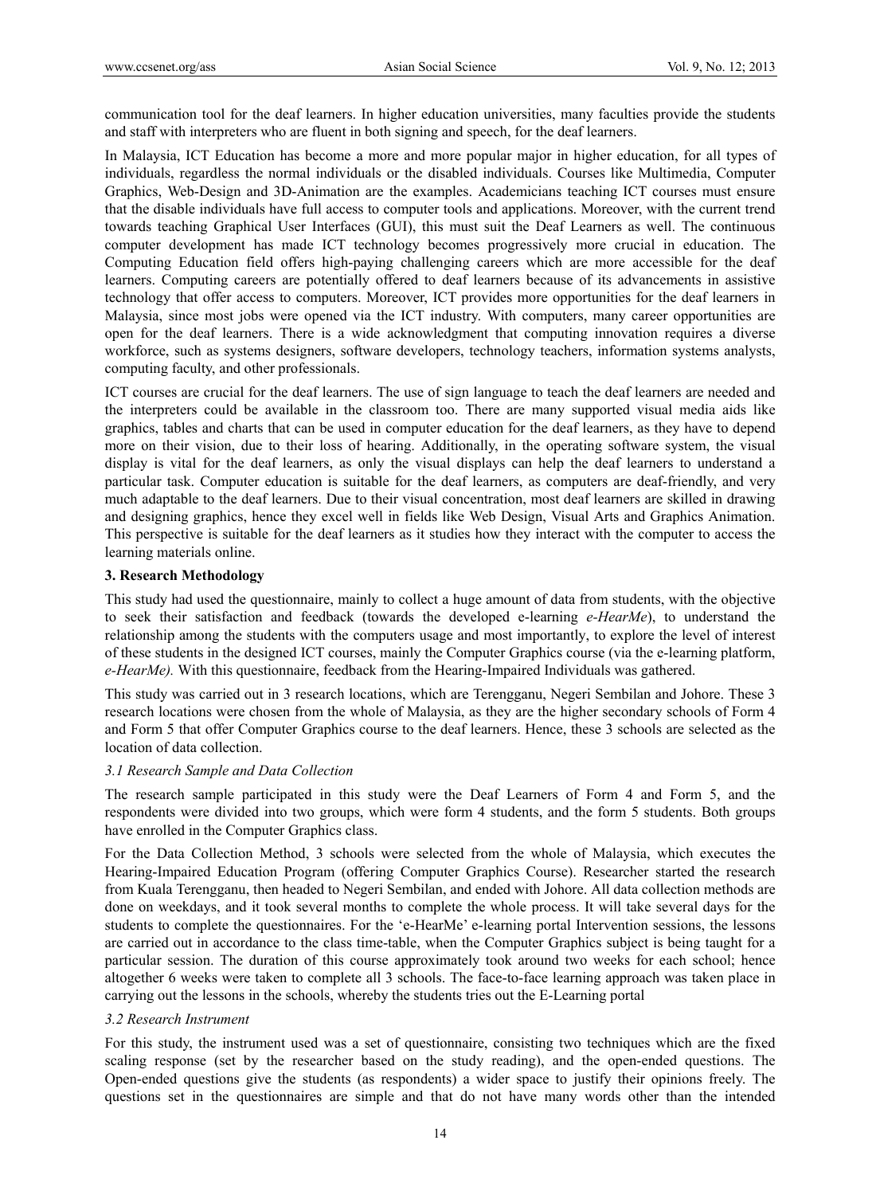communication tool for the deaf learners. In higher education universities, many faculties provide the students and staff with interpreters who are fluent in both signing and speech, for the deaf learners.

In Malaysia, ICT Education has become a more and more popular major in higher education, for all types of individuals, regardless the normal individuals or the disabled individuals. Courses like Multimedia, Computer Graphics, Web-Design and 3D-Animation are the examples. Academicians teaching ICT courses must ensure that the disable individuals have full access to computer tools and applications. Moreover, with the current trend towards teaching Graphical User Interfaces (GUI), this must suit the Deaf Learners as well. The continuous computer development has made ICT technology becomes progressively more crucial in education. The Computing Education field offers high-paying challenging careers which are more accessible for the deaf learners. Computing careers are potentially offered to deaf learners because of its advancements in assistive technology that offer access to computers. Moreover, ICT provides more opportunities for the deaf learners in Malaysia, since most jobs were opened via the ICT industry. With computers, many career opportunities are open for the deaf learners. There is a wide acknowledgment that computing innovation requires a diverse workforce, such as systems designers, software developers, technology teachers, information systems analysts, computing faculty, and other professionals.

ICT courses are crucial for the deaf learners. The use of sign language to teach the deaf learners are needed and the interpreters could be available in the classroom too. There are many supported visual media aids like graphics, tables and charts that can be used in computer education for the deaf learners, as they have to depend more on their vision, due to their loss of hearing. Additionally, in the operating software system, the visual display is vital for the deaf learners, as only the visual displays can help the deaf learners to understand a particular task. Computer education is suitable for the deaf learners, as computers are deaf-friendly, and very much adaptable to the deaf learners. Due to their visual concentration, most deaf learners are skilled in drawing and designing graphics, hence they excel well in fields like Web Design, Visual Arts and Graphics Animation. This perspective is suitable for the deaf learners as it studies how they interact with the computer to access the learning materials online.

## 3. Research Methodology

This study had used the questionnaire, mainly to collect a huge amount of data from students, with the objective to seek their satisfaction and feedback (towards the developed e-learning *e-HearMe*), to understand the relationship among the students with the computers usage and most importantly, to explore the level of interest of these students in the designed ICT courses, mainly the Computer Graphics course (via the e-learning platform, *e-HearMe).* With this questionnaire, feedback from the Hearing-Impaired Individuals was gathered.

This study was carried out in 3 research locations, which are Terengganu, Negeri Sembilan and Johore. These 3 research locations were chosen from the whole of Malaysia, as they are the higher secondary schools of Form 4 and Form 5 that offer Computer Graphics course to the deaf learners. Hence, these 3 schools are selected as the location of data collection.

### *3.1 Research Sample and Data Collection*

The research sample participated in this study were the Deaf Learners of Form 4 and Form 5, and the respondents were divided into two groups, which were form 4 students, and the form 5 students. Both groups have enrolled in the Computer Graphics class.

For the Data Collection Method, 3 schools were selected from the whole of Malaysia, which executes the Hearing-Impaired Education Program (offering Computer Graphics Course). Researcher started the research from Kuala Terengganu, then headed to Negeri Sembilan, and ended with Johore. All data collection methods are done on weekdays, and it took several months to complete the whole process. It will take several days for the students to complete the questionnaires. For the 'e-HearMe' e-learning portal Intervention sessions, the lessons are carried out in accordance to the class time-table, when the Computer Graphics subject is being taught for a particular session. The duration of this course approximately took around two weeks for each school; hence altogether 6 weeks were taken to complete all 3 schools. The face-to-face learning approach was taken place in carrying out the lessons in the schools, whereby the students tries out the E-Learning portal

### *3.2 Research Instrument*

For this study, the instrument used was a set of questionnaire, consisting two techniques which are the fixed scaling response (set by the researcher based on the study reading), and the open-ended questions. The Open-ended questions give the students (as respondents) a wider space to justify their opinions freely. The questions set in the questionnaires are simple and that do not have many words other than the intended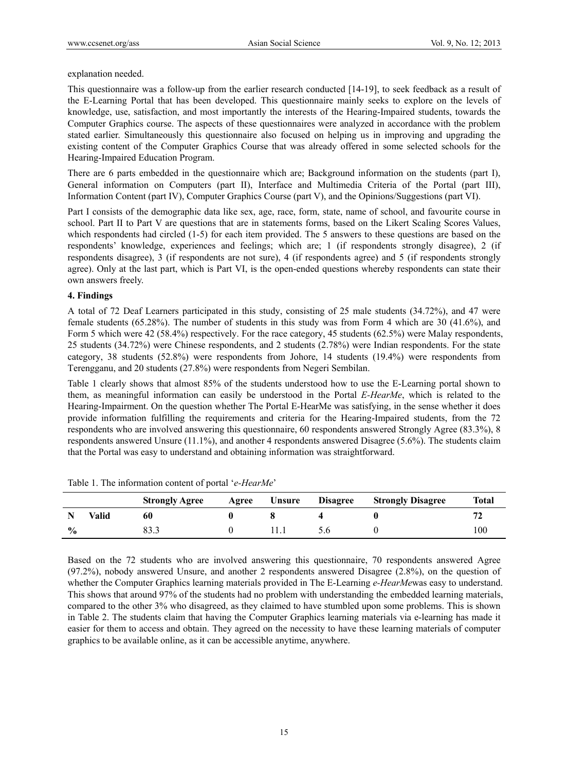explanation needed.

This questionnaire was a follow-up from the earlier research conducted [14-19], to seek feedback as a result of the E-Learning Portal that has been developed. This questionnaire mainly seeks to explore on the levels of knowledge, use, satisfaction, and most importantly the interests of the Hearing-Impaired students, towards the Computer Graphics course. The aspects of these questionnaires were analyzed in accordance with the problem stated earlier. Simultaneously this questionnaire also focused on helping us in improving and upgrading the existing content of the Computer Graphics Course that was already offered in some selected schools for the Hearing-Impaired Education Program.

There are 6 parts embedded in the questionnaire which are; Background information on the students (part I), General information on Computers (part II), Interface and Multimedia Criteria of the Portal (part III), Information Content (part IV), Computer Graphics Course (part V), and the Opinions/Suggestions (part VI).

Part I consists of the demographic data like sex, age, race, form, state, name of school, and favourite course in school. Part II to Part V are questions that are in statements forms, based on the Likert Scaling Scores Values, which respondents had circled (1-5) for each item provided. The 5 answers to these questions are based on the respondents' knowledge, experiences and feelings; which are; 1 (if respondents strongly disagree), 2 (if respondents disagree), 3 (if respondents are not sure), 4 (if respondents agree) and 5 (if respondents strongly agree). Only at the last part, which is Part VI, is the open-ended questions whereby respondents can state their own answers freely.

### 4. Findings

A total of 72 Deaf Learners participated in this study, consisting of 25 male students (34.72%), and 47 were female students (65.28%). The number of students in this study was from Form 4 which are 30 (41.6%), and Form 5 which were 42 (58.4%) respectively. For the race category, 45 students (62.5%) were Malay respondents, 25 students (34.72%) were Chinese respondents, and 2 students (2.78%) were Indian respondents. For the state category, 38 students (52.8%) were respondents from Johore, 14 students (19.4%) were respondents from Terengganu, and 20 students (27.8%) were respondents from Negeri Sembilan.

Table 1 clearly shows that almost 85% of the students understood how to use the E-Learning portal shown to them, as meaningful information can easily be understood in the Portal *E-HearMe*, which is related to the Hearing-Impairment. On the question whether The Portal E-HearMe was satisfying, in the sense whether it does provide information fulfilling the requirements and criteria for the Hearing-Impaired students, from the 72 respondents who are involved answering this questionnaire, 60 respondents answered Strongly Agree (83.3%), 8 respondents answered Unsure (11.1%), and another 4 respondents answered Disagree (5.6%). The students claim that the Portal was easy to understand and obtaining information was straightforward.

Table 1. The information content of portal '*e-HearMe*'

| | | Strongly Agree | Agree | Unsure | Disagree | Strongly Disagree | Total |
|---|---|---|---|---|---|---|---|
| N | Valid | **60** | **0** | **8** | **4** | **0** | **72** |
| % | | 83.3 | 0 | 11.1 | 5.6 | 0 | 100 |

Based on the 72 students who are involved answering this questionnaire, 70 respondents answered Agree (97.2%), nobody answered Unsure, and another 2 respondents answered Disagree (2.8%), on the question of whether the Computer Graphics learning materials provided in The E-Learning *e-HearMe*was easy to understand. This shows that around 97% of the students had no problem with understanding the embedded learning materials, compared to the other 3% who disagreed, as they claimed to have stumbled upon some problems. This is shown in Table 2. The students claim that having the Computer Graphics learning materials via e-learning has made it easier for them to access and obtain. They agreed on the necessity to have these learning materials of computer graphics to be available online, as it can be accessible anytime, anywhere.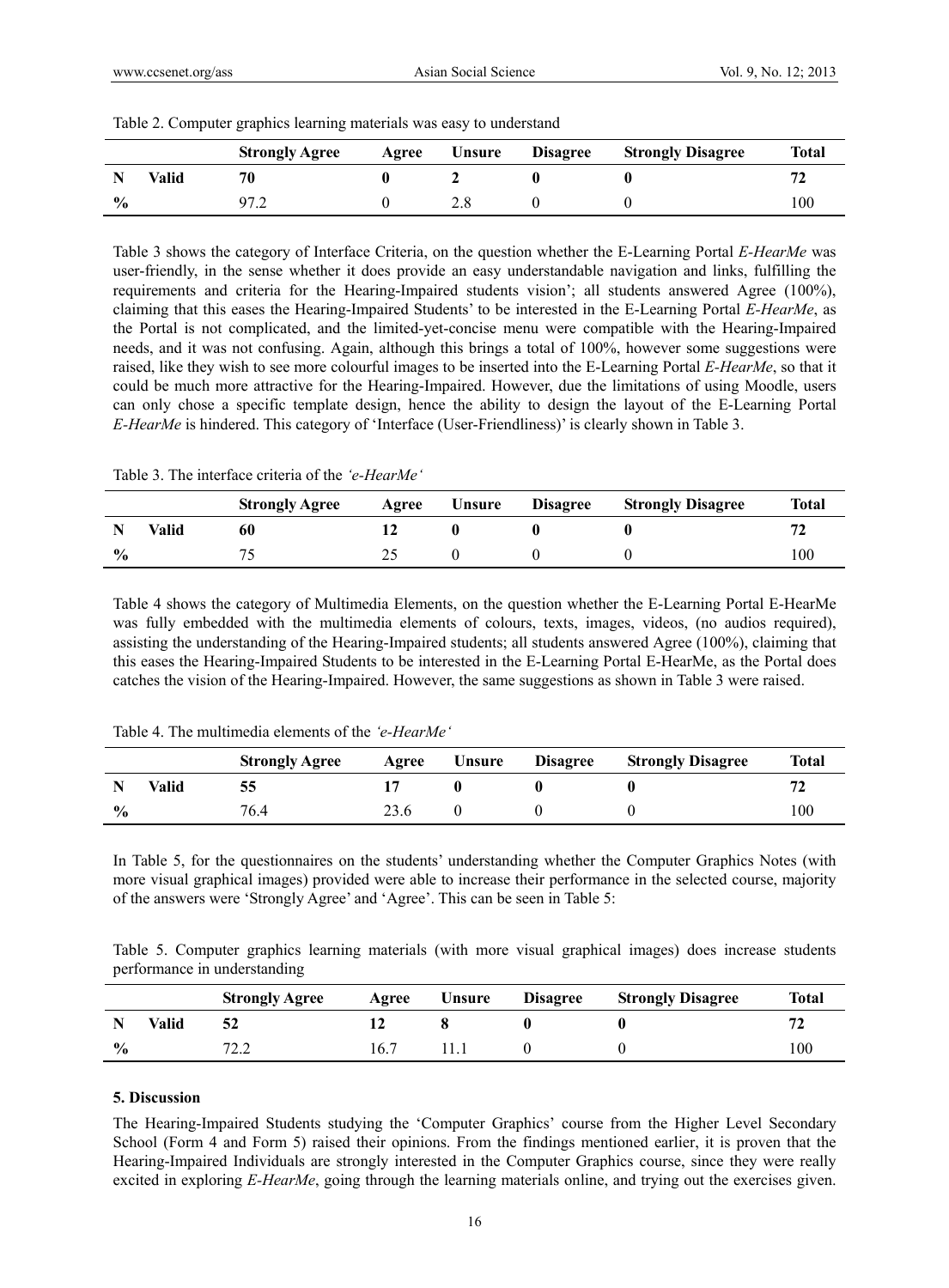Table 2. Computer graphics learning materials was easy to understand

| | | Strongly Agree | Agree | Unsure | Disagree | Strongly Disagree | Total |
|---|---|---|---|---|---|---|---|
| N | Valid | **70** | **0** | **2** | **0** | **0** | **72** |
| % | | 97.2 | 0 | 2.8 | 0 | 0 | 100 |

Table 3 shows the category of Interface Criteria, on the question whether the E-Learning Portal *E-HearMe* was user-friendly, in the sense whether it does provide an easy understandable navigation and links, fulfilling the requirements and criteria for the Hearing-Impaired students vision'; all students answered Agree (100%), claiming that this eases the Hearing-Impaired Students' to be interested in the E-Learning Portal *E-HearMe*, as the Portal is not complicated, and the limited-yet-concise menu were compatible with the Hearing-Impaired needs, and it was not confusing. Again, although this brings a total of 100%, however some suggestions were raised, like they wish to see more colourful images to be inserted into the E-Learning Portal *E-HearMe*, so that it could be much more attractive for the Hearing-Impaired. However, due the limitations of using Moodle, users can only chose a specific template design, hence the ability to design the layout of the E-Learning Portal *E-HearMe* is hindered. This category of 'Interface (User-Friendliness)' is clearly shown in Table 3.

Table 3. The interface criteria of the *'e-HearMe'*

| | | Strongly Agree | Agree | Unsure | Disagree | Strongly Disagree | Total |
|---|---|---|---|---|---|---|---|
| N | Valid | **60** | **12** | **0** | **0** | **0** | **72** |
| % | | 75 | 25 | 0 | 0 | 0 | 100 |

Table 4 shows the category of Multimedia Elements, on the question whether the E-Learning Portal E-HearMe was fully embedded with the multimedia elements of colours, texts, images, videos, (no audios required), assisting the understanding of the Hearing-Impaired students; all students answered Agree (100%), claiming that this eases the Hearing-Impaired Students to be interested in the E-Learning Portal E-HearMe, as the Portal does catches the vision of the Hearing-Impaired. However, the same suggestions as shown in Table 3 were raised.

Table 4. The multimedia elements of the *'e-HearMe'*

| | | Strongly Agree | Agree | Unsure | Disagree | Strongly Disagree | Total |
|---|---|---|---|---|---|---|---|
| N | Valid | **55** | **17** | **0** | **0** | **0** | **72** |
| % | | 76.4 | 23.6 | 0 | 0 | 0 | 100 |

In Table 5, for the questionnaires on the students' understanding whether the Computer Graphics Notes (with more visual graphical images) provided were able to increase their performance in the selected course, majority of the answers were 'Strongly Agree' and 'Agree'. This can be seen in Table 5:

Table 5. Computer graphics learning materials (with more visual graphical images) does increase students performance in understanding

| | | Strongly Agree | Agree | Unsure | Disagree | Strongly Disagree | Total |
|---|---|---|---|---|---|---|---|
| N | Valid | **52** | **12** | **8** | **0** | **0** | **72** |
| % | | 72.2 | 16.7 | 11.1 | 0 | 0 | 100 |

## 5. Discussion

The Hearing-Impaired Students studying the 'Computer Graphics' course from the Higher Level Secondary School (Form 4 and Form 5) raised their opinions. From the findings mentioned earlier, it is proven that the Hearing-Impaired Individuals are strongly interested in the Computer Graphics course, since they were really excited in exploring *E-HearMe*, going through the learning materials online, and trying out the exercises given.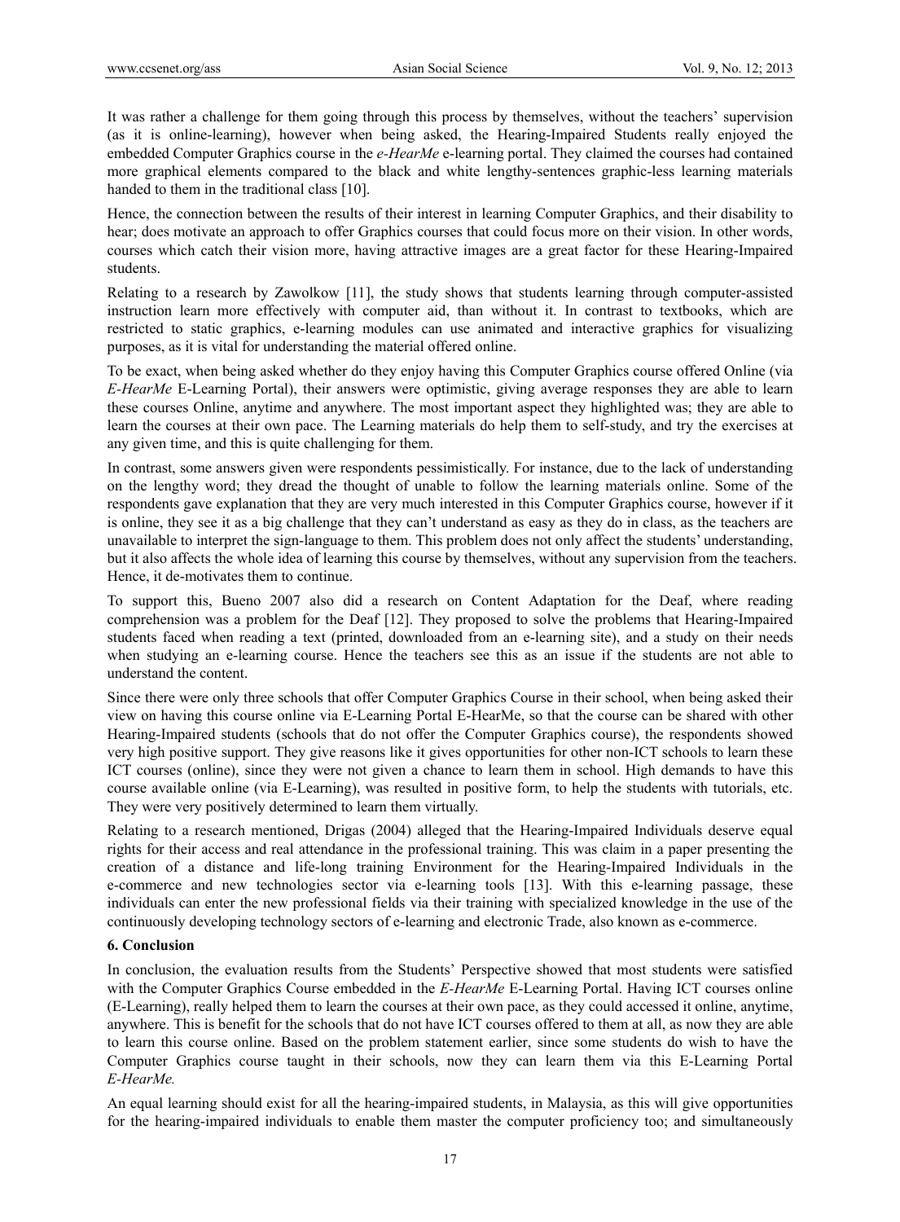It was rather a challenge for them going through this process by themselves, without the teachers' supervision (as it is online-learning), however when being asked, the Hearing-Impaired Students really enjoyed the embedded Computer Graphics course in the *e-HearMe* e-learning portal. They claimed the courses had contained more graphical elements compared to the black and white lengthy-sentences graphic-less learning materials handed to them in the traditional class [10].

Hence, the connection between the results of their interest in learning Computer Graphics, and their disability to hear; does motivate an approach to offer Graphics courses that could focus more on their vision. In other words, courses which catch their vision more, having attractive images are a great factor for these Hearing-Impaired students.

Relating to a research by Zawolkow [11], the study shows that students learning through computer-assisted instruction learn more effectively with computer aid, than without it. In contrast to textbooks, which are restricted to static graphics, e-learning modules can use animated and interactive graphics for visualizing purposes, as it is vital for understanding the material offered online.

To be exact, when being asked whether do they enjoy having this Computer Graphics course offered Online (via *E-HearMe* E-Learning Portal), their answers were optimistic, giving average responses they are able to learn these courses Online, anytime and anywhere. The most important aspect they highlighted was; they are able to learn the courses at their own pace. The Learning materials do help them to self-study, and try the exercises at any given time, and this is quite challenging for them.

In contrast, some answers given were respondents pessimistically. For instance, due to the lack of understanding on the lengthy word; they dread the thought of unable to follow the learning materials online. Some of the respondents gave explanation that they are very much interested in this Computer Graphics course, however if it is online, they see it as a big challenge that they can't understand as easy as they do in class, as the teachers are unavailable to interpret the sign-language to them. This problem does not only affect the students' understanding, but it also affects the whole idea of learning this course by themselves, without any supervision from the teachers. Hence, it de-motivates them to continue.

To support this, Bueno 2007 also did a research on Content Adaptation for the Deaf, where reading comprehension was a problem for the Deaf [12]. They proposed to solve the problems that Hearing-Impaired students faced when reading a text (printed, downloaded from an e-learning site), and a study on their needs when studying an e-learning course. Hence the teachers see this as an issue if the students are not able to understand the content.

Since there were only three schools that offer Computer Graphics Course in their school, when being asked their view on having this course online via E-Learning Portal E-HearMe, so that the course can be shared with other Hearing-Impaired students (schools that do not offer the Computer Graphics course), the respondents showed very high positive support. They give reasons like it gives opportunities for other non-ICT schools to learn these ICT courses (online), since they were not given a chance to learn them in school. High demands to have this course available online (via E-Learning), was resulted in positive form, to help the students with tutorials, etc. They were very positively determined to learn them virtually.

Relating to a research mentioned, Drigas (2004) alleged that the Hearing-Impaired Individuals deserve equal rights for their access and real attendance in the professional training. This was claim in a paper presenting the creation of a distance and life-long training Environment for the Hearing-Impaired Individuals in the e-commerce and new technologies sector via e-learning tools [13]. With this e-learning passage, these individuals can enter the new professional fields via their training with specialized knowledge in the use of the continuously developing technology sectors of e-learning and electronic Trade, also known as e-commerce.

## 6. Conclusion

In conclusion, the evaluation results from the Students' Perspective showed that most students were satisfied with the Computer Graphics Course embedded in the *E-HearMe* E-Learning Portal. Having ICT courses online (E-Learning), really helped them to learn the courses at their own pace, as they could accessed it online, anytime, anywhere. This is benefit for the schools that do not have ICT courses offered to them at all, as now they are able to learn this course online. Based on the problem statement earlier, since some students do wish to have the Computer Graphics course taught in their schools, now they can learn them via this E-Learning Portal *E-HearMe.*

An equal learning should exist for all the hearing-impaired students, in Malaysia, as this will give opportunities for the hearing-impaired individuals to enable them master the computer proficiency too; and simultaneously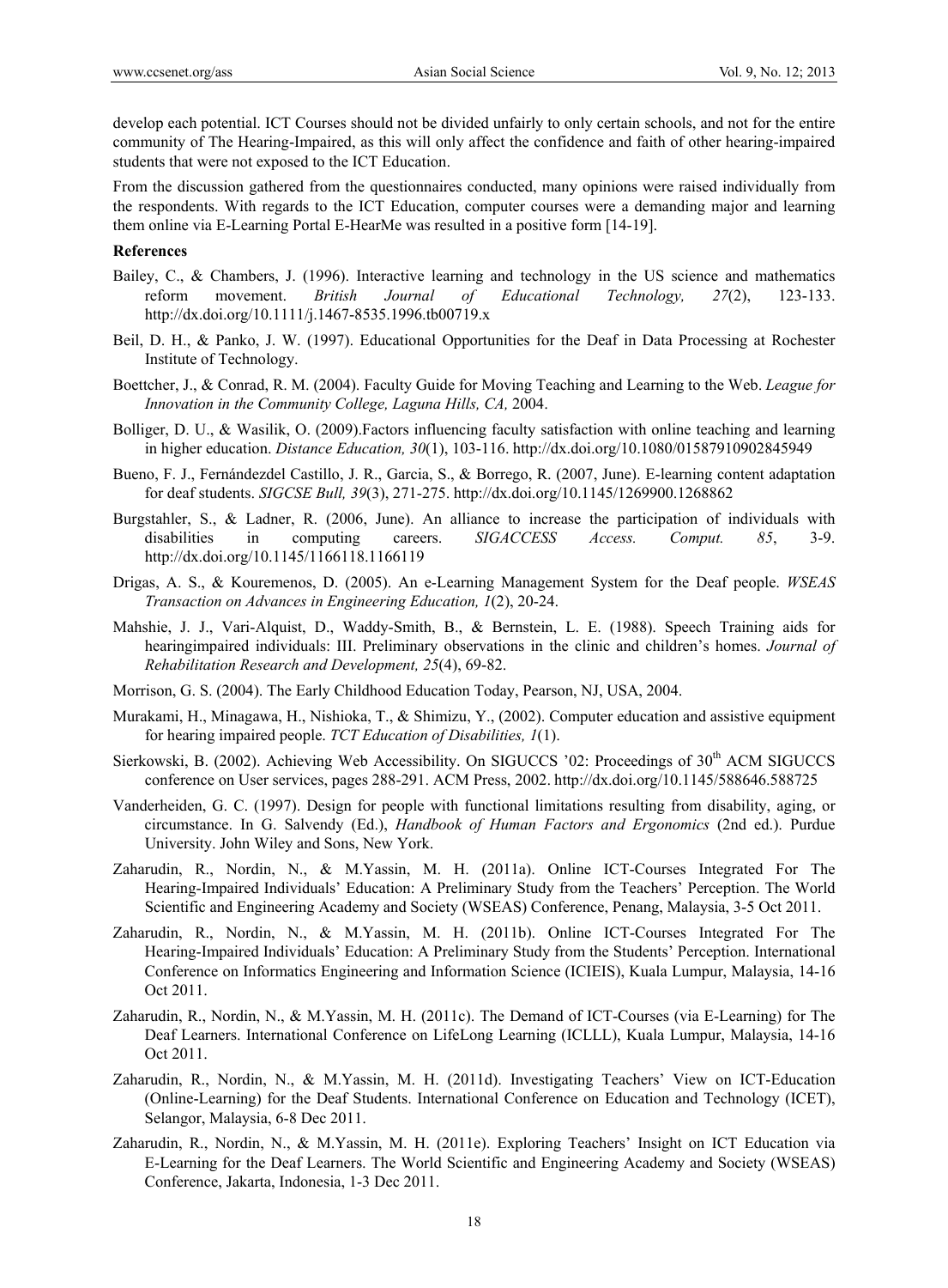develop each potential. ICT Courses should not be divided unfairly to only certain schools, and not for the entire community of The Hearing-Impaired, as this will only affect the confidence and faith of other hearing-impaired students that were not exposed to the ICT Education.

From the discussion gathered from the questionnaires conducted, many opinions were raised individually from the respondents. With regards to the ICT Education, computer courses were a demanding major and learning them online via E-Learning Portal E-HearMe was resulted in a positive form [14-19].

**References**

Bailey, C., & Chambers, J. (1996). Interactive learning and technology in the US science and mathematics reform movement. *British Journal of Educational Technology, 27*(2), 123-133. http://dx.doi.org/10.1111/j.1467-8535.1996.tb00719.x

Beil, D. H., & Panko, J. W. (1997). Educational Opportunities for the Deaf in Data Processing at Rochester Institute of Technology.

Boettcher, J., & Conrad, R. M. (2004). Faculty Guide for Moving Teaching and Learning to the Web. *League for Innovation in the Community College, Laguna Hills, CA,* 2004.

Bolliger, D. U., & Wasilik, O. (2009).Factors influencing faculty satisfaction with online teaching and learning in higher education. *Distance Education, 30*(1), 103-116. http://dx.doi.org/10.1080/01587910902845949

Bueno, F. J., Fernándezdel Castillo, J. R., Garcia, S., & Borrego, R. (2007, June). E-learning content adaptation for deaf students. *SIGCSE Bull, 39*(3), 271-275. http://dx.doi.org/10.1145/1269900.1268862

Burgstahler, S., & Ladner, R. (2006, June). An alliance to increase the participation of individuals with disabilities in computing careers. *SIGACCESS Access. Comput. 85*, 3-9. http://dx.doi.org/10.1145/1166118.1166119

Drigas, A. S., & Kouremenos, D. (2005). An e-Learning Management System for the Deaf people. *WSEAS Transaction on Advances in Engineering Education, 1*(2), 20-24.

Mahshie, J. J., Vari-Alquist, D., Waddy-Smith, B., & Bernstein, L. E. (1988). Speech Training aids for hearingimpaired individuals: III. Preliminary observations in the clinic and children's homes. *Journal of Rehabilitation Research and Development, 25*(4), 69-82.

Morrison, G. S. (2004). The Early Childhood Education Today, Pearson, NJ, USA, 2004.

Murakami, H., Minagawa, H., Nishioka, T., & Shimizu, Y., (2002). Computer education and assistive equipment for hearing impaired people. *TCT Education of Disabilities, 1*(1).

Sierkowski, B. (2002). Achieving Web Accessibility. On SIGUCCS '02: Proceedings of 30th ACM SIGUCCS conference on User services, pages 288-291. ACM Press, 2002. http://dx.doi.org/10.1145/588646.588725

Vanderheiden, G. C. (1997). Design for people with functional limitations resulting from disability, aging, or circumstance. In G. Salvendy (Ed.), *Handbook of Human Factors and Ergonomics* (2nd ed.). Purdue University. John Wiley and Sons, New York.

Zaharudin, R., Nordin, N., & M.Yassin, M. H. (2011a). Online ICT-Courses Integrated For The Hearing-Impaired Individuals' Education: A Preliminary Study from the Teachers' Perception. The World Scientific and Engineering Academy and Society (WSEAS) Conference, Penang, Malaysia, 3-5 Oct 2011.

Zaharudin, R., Nordin, N., & M.Yassin, M. H. (2011b). Online ICT-Courses Integrated For The Hearing-Impaired Individuals' Education: A Preliminary Study from the Students' Perception. International Conference on Informatics Engineering and Information Science (ICIEIS), Kuala Lumpur, Malaysia, 14-16 Oct 2011.

Zaharudin, R., Nordin, N., & M.Yassin, M. H. (2011c). The Demand of ICT-Courses (via E-Learning) for The Deaf Learners. International Conference on LifeLong Learning (ICLLL), Kuala Lumpur, Malaysia, 14-16 Oct 2011.

Zaharudin, R., Nordin, N., & M.Yassin, M. H. (2011d). Investigating Teachers' View on ICT-Education (Online-Learning) for the Deaf Students. International Conference on Education and Technology (ICET), Selangor, Malaysia, 6-8 Dec 2011.

Zaharudin, R., Nordin, N., & M.Yassin, M. H. (2011e). Exploring Teachers' Insight on ICT Education via E-Learning for the Deaf Learners. The World Scientific and Engineering Academy and Society (WSEAS) Conference, Jakarta, Indonesia, 1-3 Dec 2011.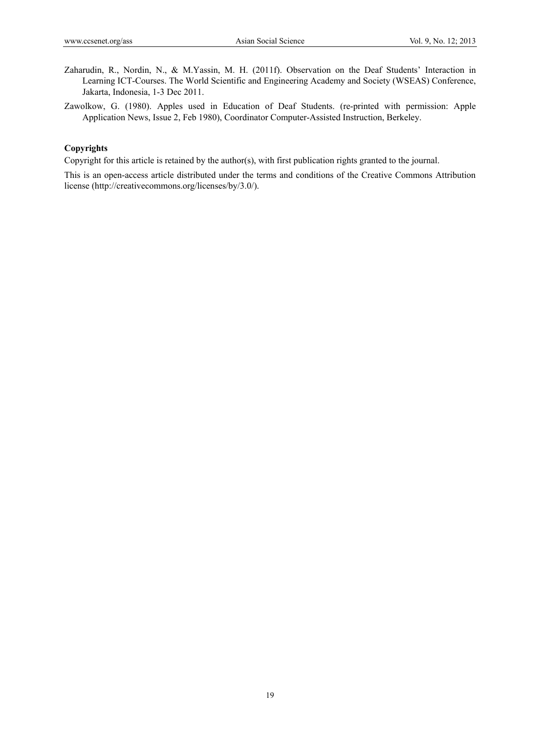Zaharudin, R., Nordin, N., & M.Yassin, M. H. (2011f). Observation on the Deaf Students' Interaction in Learning ICT-Courses. The World Scientific and Engineering Academy and Society (WSEAS) Conference, Jakarta, Indonesia, 1-3 Dec 2011.

Zawolkow, G. (1980). Apples used in Education of Deaf Students. (re-printed with permission: Apple Application News, Issue 2, Feb 1980), Coordinator Computer-Assisted Instruction, Berkeley.

**Copyrights**

Copyright for this article is retained by the author(s), with first publication rights granted to the journal.

This is an open-access article distributed under the terms and conditions of the Creative Commons Attribution license (http://creativecommons.org/licenses/by/3.0/).